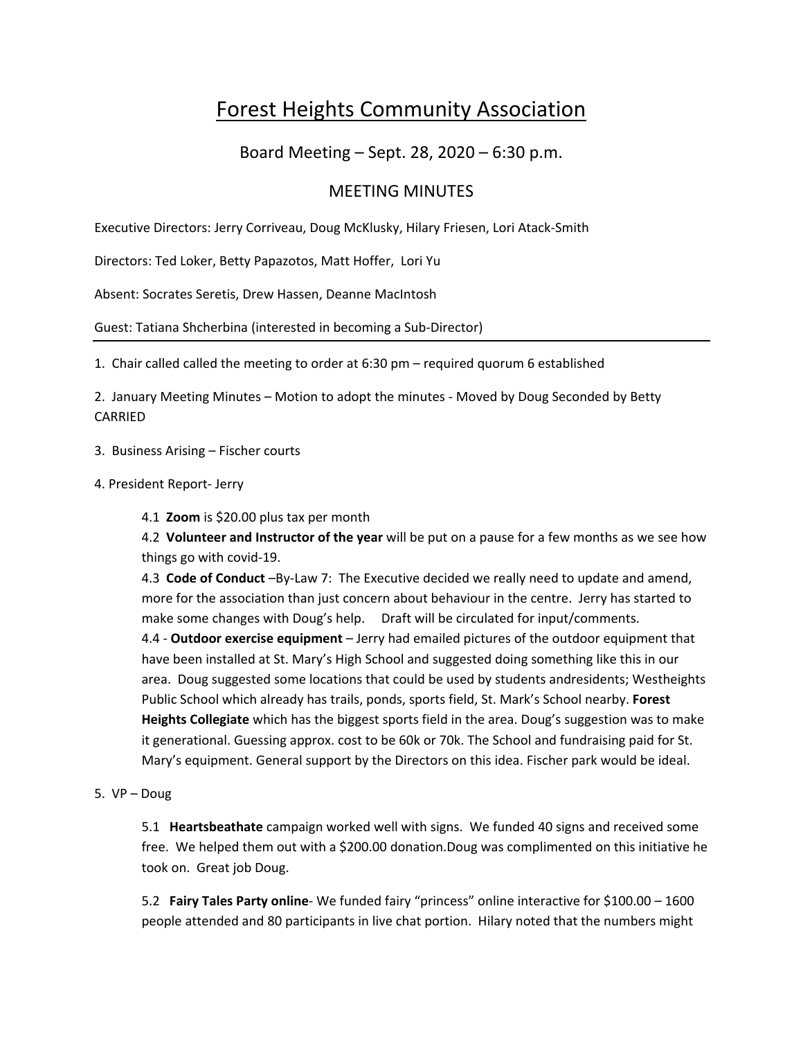# Forest Heights Community Association

## Board Meeting – Sept. 28, 2020 – 6:30 p.m.

## MEETING MINUTES

Executive Directors: Jerry Corriveau, Doug McKlusky, Hilary Friesen, Lori Atack-Smith

Directors: Ted Loker, Betty Papazotos, Matt Hoffer, Lori Yu

Absent: Socrates Seretis, Drew Hassen, Deanne MacIntosh

Guest: Tatiana Shcherbina (interested in becoming a Sub-Director)

---

1. Chair called called the meeting to order at 6:30 pm – required quorum 6 established

2. January Meeting Minutes – Motion to adopt the minutes - Moved by Doug Seconded by Betty CARRIED

3. Business Arising – Fischer courts

4. President Report- Jerry

   4.1 **Zoom** is $20.00 plus tax per month

   4.2 **Volunteer and Instructor of the year** will be put on a pause for a few months as we see how things go with covid-19.

   4.3 **Code of Conduct** –By-Law 7: The Executive decided we really need to update and amend, more for the association than just concern about behaviour in the centre. Jerry has started to make some changes with Doug's help. Draft will be circulated for input/comments.

   4.4 - **Outdoor exercise equipment** – Jerry had emailed pictures of the outdoor equipment that have been installed at St. Mary's High School and suggested doing something like this in our area. Doug suggested some locations that could be used by students andresidents; Westheights Public School which already has trails, ponds, sports field, St. Mark's School nearby. **Forest Heights Collegiate** which has the biggest sports field in the area. Doug's suggestion was to make it generational. Guessing approx. cost to be 60k or 70k. The School and fundraising paid for St. Mary's equipment. General support by the Directors on this idea. Fischer park would be ideal.

5. VP – Doug

   5.1 **Heartsbeathate** campaign worked well with signs. We funded 40 signs and received some free. We helped them out with a $200.00 donation.Doug was complimented on this initiative he took on. Great job Doug.

   5.2 **Fairy Tales Party online**- We funded fairy "princess" online interactive for $100.00 – 1600 people attended and 80 participants in live chat portion. Hilary noted that the numbers might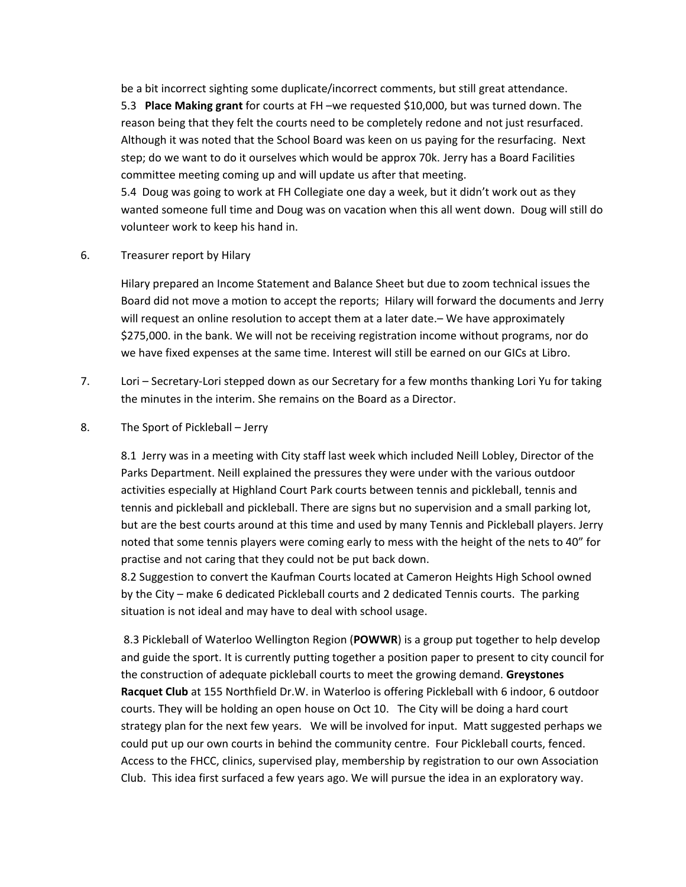be a bit incorrect sighting some duplicate/incorrect comments, but still great attendance.

5.3 **Place Making grant** for courts at FH –we requested $10,000, but was turned down. The reason being that they felt the courts need to be completely redone and not just resurfaced. Although it was noted that the School Board was keen on us paying for the resurfacing. Next step; do we want to do it ourselves which would be approx 70k. Jerry has a Board Facilities committee meeting coming up and will update us after that meeting.

5.4 Doug was going to work at FH Collegiate one day a week, but it didn't work out as they wanted someone full time and Doug was on vacation when this all went down. Doug will still do volunteer work to keep his hand in.

6. Treasurer report by Hilary

   Hilary prepared an Income Statement and Balance Sheet but due to zoom technical issues the Board did not move a motion to accept the reports; Hilary will forward the documents and Jerry will request an online resolution to accept them at a later date.– We have approximately $275,000. in the bank. We will not be receiving registration income without programs, nor do we have fixed expenses at the same time. Interest will still be earned on our GICs at Libro.

7. Lori – Secretary-Lori stepped down as our Secretary for a few months thanking Lori Yu for taking the minutes in the interim. She remains on the Board as a Director.

8. The Sport of Pickleball – Jerry

   8.1 Jerry was in a meeting with City staff last week which included Neill Lobley, Director of the Parks Department. Neill explained the pressures they were under with the various outdoor activities especially at Highland Court Park courts between tennis and pickleball, tennis and tennis and pickleball and pickleball. There are signs but no supervision and a small parking lot, but are the best courts around at this time and used by many Tennis and Pickleball players. Jerry noted that some tennis players were coming early to mess with the height of the nets to 40" for practise and not caring that they could not be put back down.

   8.2 Suggestion to convert the Kaufman Courts located at Cameron Heights High School owned by the City – make 6 dedicated Pickleball courts and 2 dedicated Tennis courts. The parking situation is not ideal and may have to deal with school usage.

   8.3 Pickleball of Waterloo Wellington Region (**POWWR**) is a group put together to help develop and guide the sport. It is currently putting together a position paper to present to city council for the construction of adequate pickleball courts to meet the growing demand. **Greystones Racquet Club** at 155 Northfield Dr.W. in Waterloo is offering Pickleball with 6 indoor, 6 outdoor courts. They will be holding an open house on Oct 10. The City will be doing a hard court strategy plan for the next few years. We will be involved for input. Matt suggested perhaps we could put up our own courts in behind the community centre. Four Pickleball courts, fenced. Access to the FHCC, clinics, supervised play, membership by registration to our own Association Club. This idea first surfaced a few years ago. We will pursue the idea in an exploratory way.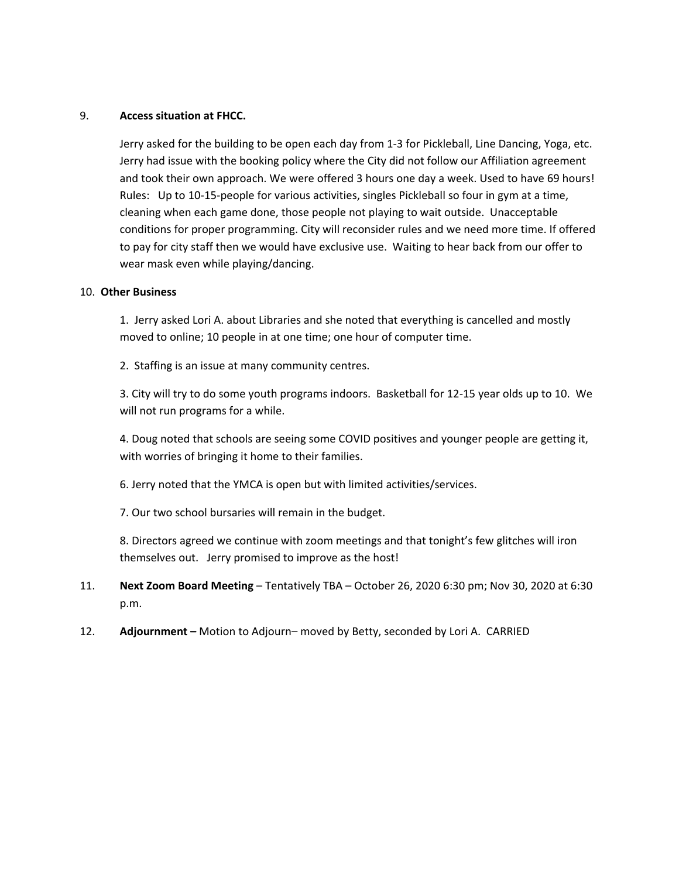9. **Access situation at FHCC.**

   Jerry asked for the building to be open each day from 1-3 for Pickleball, Line Dancing, Yoga, etc. Jerry had issue with the booking policy where the City did not follow our Affiliation agreement and took their own approach. We were offered 3 hours one day a week. Used to have 69 hours! Rules: Up to 10-15-people for various activities, singles Pickleball so four in gym at a time, cleaning when each game done, those people not playing to wait outside. Unacceptable conditions for proper programming. City will reconsider rules and we need more time. If offered to pay for city staff then we would have exclusive use. Waiting to hear back from our offer to wear mask even while playing/dancing.

10. **Other Business**

   1. Jerry asked Lori A. about Libraries and she noted that everything is cancelled and mostly moved to online; 10 people in at one time; one hour of computer time.

   2. Staffing is an issue at many community centres.

   3. City will try to do some youth programs indoors. Basketball for 12-15 year olds up to 10. We will not run programs for a while.

   4. Doug noted that schools are seeing some COVID positives and younger people are getting it, with worries of bringing it home to their families.

   6. Jerry noted that the YMCA is open but with limited activities/services.

   7. Our two school bursaries will remain in the budget.

   8. Directors agreed we continue with zoom meetings and that tonight's few glitches will iron themselves out. Jerry promised to improve as the host!

11. **Next Zoom Board Meeting** – Tentatively TBA – October 26, 2020 6:30 pm; Nov 30, 2020 at 6:30 p.m.

12. **Adjournment –** Motion to Adjourn– moved by Betty, seconded by Lori A. CARRIED